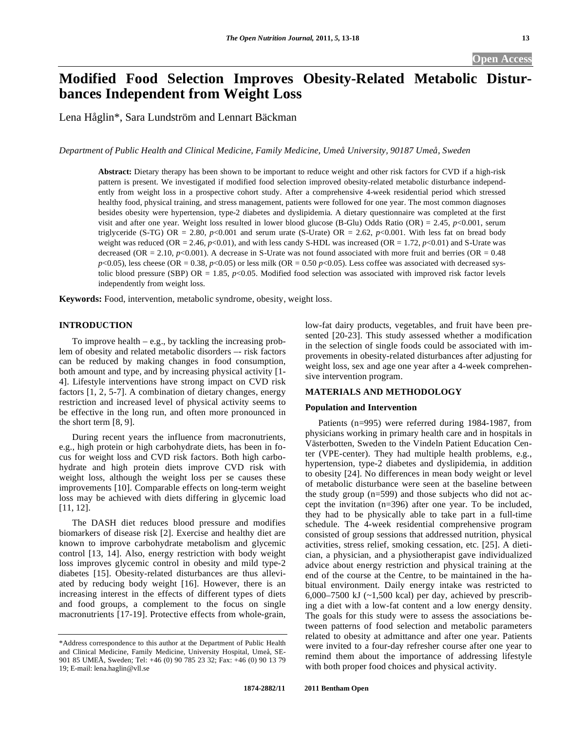**Open Access**

# Modified Food Selection Improves Obesity-Related Metabolic Disturbances Independent from Weight Loss

Lena Håglin*, Sara Lundström and Lennart Bäckman

*Department of Public Health and Clinical Medicine, Family Medicine, Umeå University, 90187 Umeå, Sweden*

**Abstract:** Dietary therapy has been shown to be important to reduce weight and other risk factors for CVD if a high-risk pattern is present. We investigated if modified food selection improved obesity-related metabolic disturbance independently from weight loss in a prospective cohort study. After a comprehensive 4-week residential period which stressed healthy food, physical training, and stress management, patients were followed for one year. The most common diagnoses besides obesity were hypertension, type-2 diabetes and dyslipidemia. A dietary questionnaire was completed at the first visit and after one year. Weight loss resulted in lower blood glucose (B-Glu) Odds Ratio (OR) = 2.45, $p<0.001$, serum triglyceride (S-TG) OR = 2.80, $p<0.001$ and serum urate (S-Urate) OR = 2.62, $p<0.001$. With less fat on bread body weight was reduced (OR = 2.46, $p<0.01$), and with less candy S-HDL was increased (OR = 1.72, $p<0.01$) and S-Urate was decreased (OR = 2.10, $p<0.001$). A decrease in S-Urate was not found associated with more fruit and berries (OR = 0.48 $p<0.05$), less cheese (OR = 0.38, $p<0.05$) or less milk (OR = 0.50 $p<0.05$). Less coffee was associated with decreased systolic blood pressure (SBP) OR = 1.85, $p<0.05$. Modified food selection was associated with improved risk factor levels independently from weight loss.

**Keywords:** Food, intervention, metabolic syndrome, obesity, weight loss.

## INTRODUCTION

To improve health – e.g., by tackling the increasing problem of obesity and related metabolic disorders –- risk factors can be reduced by making changes in food consumption, both amount and type, and by increasing physical activity [1-4]. Lifestyle interventions have strong impact on CVD risk factors [1, 2, 5-7]. A combination of dietary changes, energy restriction and increased level of physical activity seems to be effective in the long run, and often more pronounced in the short term [8, 9].

During recent years the influence from macronutrients, e.g., high protein or high carbohydrate diets, has been in focus for weight loss and CVD risk factors. Both high carbohydrate and high protein diets improve CVD risk with weight loss, although the weight loss per se causes these improvements [10]. Comparable effects on long-term weight loss may be achieved with diets differing in glycemic load [11, 12].

The DASH diet reduces blood pressure and modifies biomarkers of disease risk [2]. Exercise and healthy diet are known to improve carbohydrate metabolism and glycemic control [13, 14]. Also, energy restriction with body weight loss improves glycemic control in obesity and mild type-2 diabetes [15]. Obesity-related disturbances are thus alleviated by reducing body weight [16]. However, there is an increasing interest in the effects of different types of diets and food groups, a complement to the focus on single macronutrients [17-19]. Protective effects from whole-grain, low-fat dairy products, vegetables, and fruit have been presented [20-23]. This study assessed whether a modification in the selection of single foods could be associated with improvements in obesity-related disturbances after adjusting for weight loss, sex and age one year after a 4-week comprehensive intervention program.

## MATERIALS AND METHODOLOGY

### Population and Intervention

Patients (n=995) were referred during 1984-1987, from physicians working in primary health care and in hospitals in Västerbotten, Sweden to the Vindeln Patient Education Center (VPE-center). They had multiple health problems, e.g., hypertension, type-2 diabetes and dyslipidemia, in addition to obesity [24]. No differences in mean body weight or level of metabolic disturbance were seen at the baseline between the study group (n=599) and those subjects who did not accept the invitation (n=396) after one year. To be included, they had to be physically able to take part in a full-time schedule. The 4-week residential comprehensive program consisted of group sessions that addressed nutrition, physical activities, stress relief, smoking cessation, etc. [25]. A dietician, a physician, and a physiotherapist gave individualized advice about energy restriction and physical training at the end of the course at the Centre, to be maintained in the habitual environment. Daily energy intake was restricted to 6,000–7500 kJ (~1,500 kcal) per day, achieved by prescribing a diet with a low-fat content and a low energy density. The goals for this study were to assess the associations between patterns of food selection and metabolic parameters related to obesity at admittance and after one year. Patients were invited to a four-day refresher course after one year to remind them about the importance of addressing lifestyle with both proper food choices and physical activity.

*Address correspondence to this author at the Department of Public Health and Clinical Medicine, Family Medicine, University Hospital, Umeå, SE-901 85 UMEÅ, Sweden; Tel: +46 (0) 90 785 23 32; Fax: +46 (0) 90 13 79 19; E-mail: lena.haglin@vll.se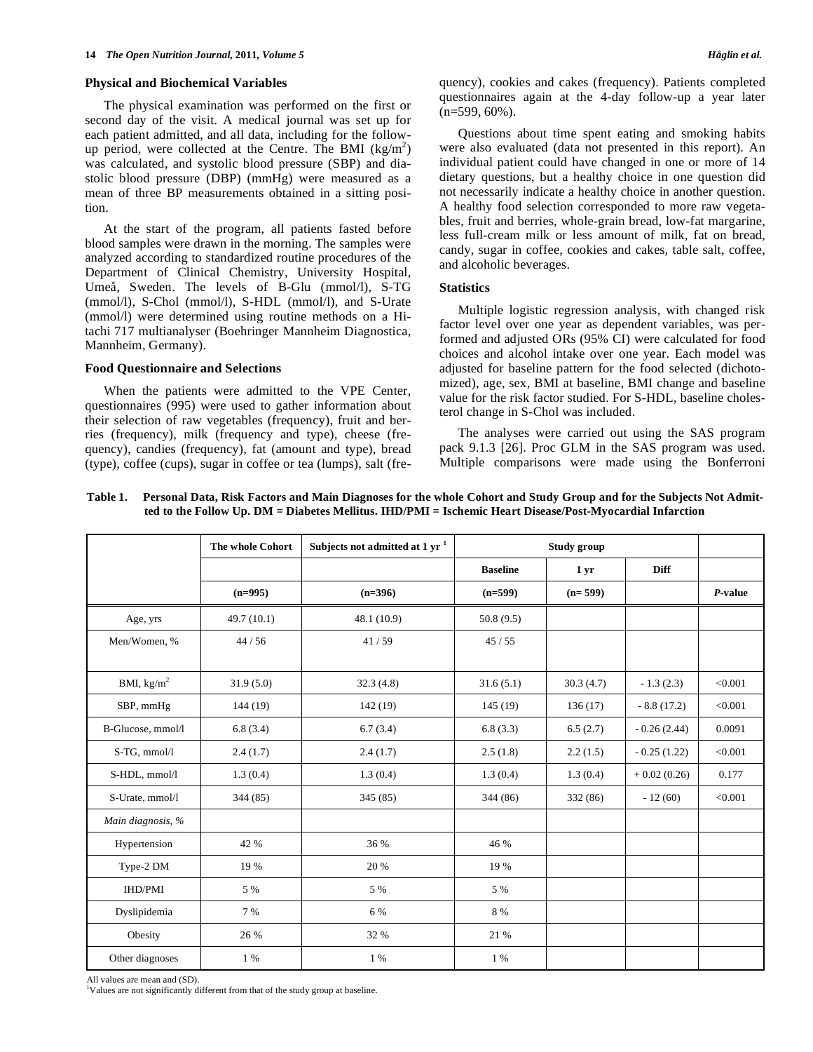### Physical and Biochemical Variables

The physical examination was performed on the first or second day of the visit. A medical journal was set up for each patient admitted, and all data, including for the follow-up period, were collected at the Centre. The BMI ($kg/m^2$) was calculated, and systolic blood pressure (SBP) and diastolic blood pressure (DBP) (mmHg) were measured as a mean of three BP measurements obtained in a sitting position.

At the start of the program, all patients fasted before blood samples were drawn in the morning. The samples were analyzed according to standardized routine procedures of the Department of Clinical Chemistry, University Hospital, Umeå, Sweden. The levels of B-Glu (mmol/l), S-TG (mmol/l), S-Chol (mmol/l), S-HDL (mmol/l), and S-Urate (mmol/l) were determined using routine methods on a Hitachi 717 multianalyser (Boehringer Mannheim Diagnostica, Mannheim, Germany).

### Food Questionnaire and Selections

When the patients were admitted to the VPE Center, questionnaires (995) were used to gather information about their selection of raw vegetables (frequency), fruit and berries (frequency), milk (frequency and type), cheese (frequency), candies (frequency), fat (amount and type), bread (type), coffee (cups), sugar in coffee or tea (lumps), salt (frequency), cookies and cakes (frequency). Patients completed questionnaires again at the 4-day follow-up a year later (n=599, 60%).

Questions about time spent eating and smoking habits were also evaluated (data not presented in this report). An individual patient could have changed in one or more of 14 dietary questions, but a healthy choice in one question did not necessarily indicate a healthy choice in another question. A healthy food selection corresponded to more raw vegetables, fruit and berries, whole-grain bread, low-fat margarine, less full-cream milk or less amount of milk, fat on bread, candy, sugar in coffee, cookies and cakes, table salt, coffee, and alcoholic beverages.

### Statistics

Multiple logistic regression analysis, with changed risk factor level over one year as dependent variables, was performed and adjusted ORs (95% CI) were calculated for food choices and alcohol intake over one year. Each model was adjusted for baseline pattern for the food selected (dichotomized), age, sex, BMI at baseline, BMI change and baseline value for the risk factor studied. For S-HDL, baseline cholesterol change in S-Chol was included.

The analyses were carried out using the SAS program pack 9.1.3 [26]. Proc GLM in the SAS program was used. Multiple comparisons were made using the Bonferroni

**Table 1. Personal Data, Risk Factors and Main Diagnoses for the whole Cohort and Study Group and for the Subjects Not Admitted to the Follow Up. DM = Diabetes Mellitus. IHD/PMI = Ischemic Heart Disease/Post-Myocardial Infarction**

| | The whole Cohort | Subjects not admitted at 1 yr [1] | Study group | | | |
|---|---|---|---|---|---|---|
| | | | Baseline | 1 yr | Diff | |
| | (n=995) | (n=396) | (n=599) | (n= 599) | | *P*-value |
| Age, yrs | 49.7 (10.1) | 48.1 (10.9) | 50.8 (9.5) | | | |
| Men/Women, % | 44 / 56 | 41 / 59 | 45 / 55 | | | |
| BMI, $kg/m^2$ | 31.9 (5.0) | 32.3 (4.8) | 31.6 (5.1) | 30.3 (4.7) | - 1.3 (2.3) | <0.001 |
| SBP, mmHg | 144 (19) | 142 (19) | 145 (19) | 136 (17) | - 8.8 (17.2) | <0.001 |
| B-Glucose, mmol/l | 6.8 (3.4) | 6.7 (3.4) | 6.8 (3.3) | 6.5 (2.7) | - 0.26 (2.44) | 0.0091 |
| S-TG, mmol/l | 2.4 (1.7) | 2.4 (1.7) | 2.5 (1.8) | 2.2 (1.5) | - 0.25 (1.22) | <0.001 |
| S-HDL, mmol/l | 1.3 (0.4) | 1.3 (0.4) | 1.3 (0.4) | 1.3 (0.4) | + 0.02 (0.26) | 0.177 |
| S-Urate, mmol/l | 344 (85) | 345 (85) | 344 (86) | 332 (86) | - 12 (60) | <0.001 |
| *Main diagnosis, %* | | | | | | |
| Hypertension | 42 % | 36 % | 46 % | | | |
| Type-2 DM | 19 % | 20 % | 19 % | | | |
| IHD/PMI | 5 % | 5 % | 5 % | | | |
| Dyslipidemia | 7 % | 6 % | 8 % | | | |
| Obesity | 26 % | 32 % | 21 % | | | |
| Other diagnoses | 1 % | 1 % | 1 % | | | |

All values are mean and (SD).
[1]Values are not significantly different from that of the study group at baseline.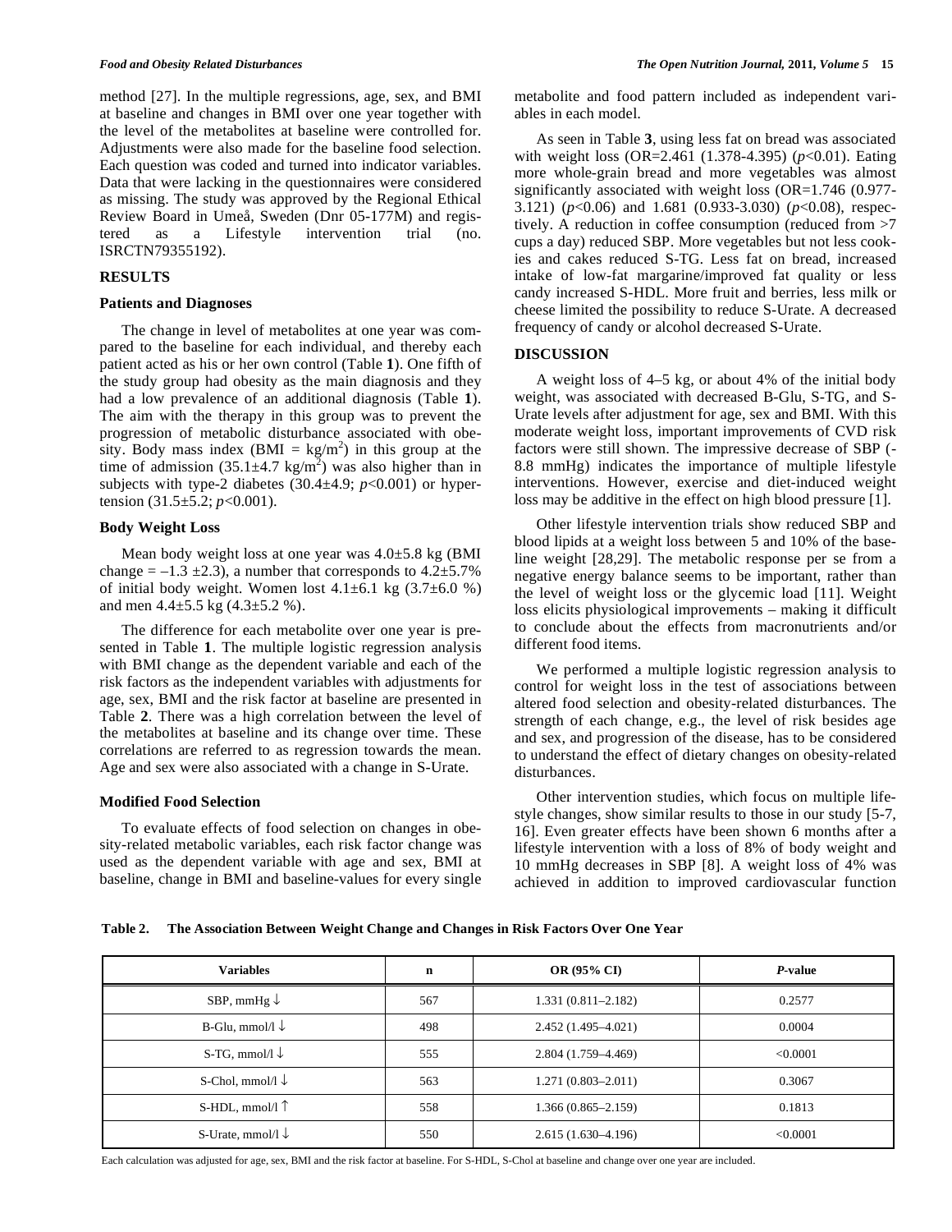method [27]. In the multiple regressions, age, sex, and BMI at baseline and changes in BMI over one year together with the level of the metabolites at baseline were controlled for. Adjustments were also made for the baseline food selection. Each question was coded and turned into indicator variables. Data that were lacking in the questionnaires were considered as missing. The study was approved by the Regional Ethical Review Board in Umeå, Sweden (Dnr 05-177M) and registered as a Lifestyle intervention trial (no. ISRCTN79355192).

## RESULTS

### Patients and Diagnoses

The change in level of metabolites at one year was compared to the baseline for each individual, and thereby each patient acted as his or her own control (Table **1**). One fifth of the study group had obesity as the main diagnosis and they had a low prevalence of an additional diagnosis (Table **1**). The aim with the therapy in this group was to prevent the progression of metabolic disturbance associated with obesity. Body mass index (BMI = kg/m$^2$) in this group at the time of admission (35.1±4.7 kg/m$^2$) was also higher than in subjects with type-2 diabetes (30.4±4.9; $p$<0.001) or hypertension (31.5±5.2; $p$<0.001).

### Body Weight Loss

Mean body weight loss at one year was 4.0±5.8 kg (BMI change = –1.3 ±2.3), a number that corresponds to 4.2±5.7% of initial body weight. Women lost 4.1±6.1 kg (3.7±6.0 %) and men 4.4±5.5 kg (4.3±5.2 %).

The difference for each metabolite over one year is presented in Table **1**. The multiple logistic regression analysis with BMI change as the dependent variable and each of the risk factors as the independent variables with adjustments for age, sex, BMI and the risk factor at baseline are presented in Table **2**. There was a high correlation between the level of the metabolites at baseline and its change over time. These correlations are referred to as regression towards the mean. Age and sex were also associated with a change in S-Urate.

### Modified Food Selection

To evaluate effects of food selection on changes in obesity-related metabolic variables, each risk factor change was used as the dependent variable with age and sex, BMI at baseline, change in BMI and baseline-values for every single metabolite and food pattern included as independent variables in each model.

As seen in Table **3**, using less fat on bread was associated with weight loss (OR=2.461 (1.378-4.395) ($p$<0.01). Eating more whole-grain bread and more vegetables was almost significantly associated with weight loss (OR=1.746 (0.977-3.121) ($p$<0.06) and 1.681 (0.933-3.030) ($p$<0.08), respectively. A reduction in coffee consumption (reduced from >7 cups a day) reduced SBP. More vegetables but not less cookies and cakes reduced S-TG. Less fat on bread, increased intake of low-fat margarine/improved fat quality or less candy increased S-HDL. More fruit and berries, less milk or cheese limited the possibility to reduce S-Urate. A decreased frequency of candy or alcohol decreased S-Urate.

## DISCUSSION

A weight loss of 4–5 kg, or about 4% of the initial body weight, was associated with decreased B-Glu, S-TG, and S-Urate levels after adjustment for age, sex and BMI. With this moderate weight loss, important improvements of CVD risk factors were still shown. The impressive decrease of SBP (-8.8 mmHg) indicates the importance of multiple lifestyle interventions. However, exercise and diet-induced weight loss may be additive in the effect on high blood pressure [1].

Other lifestyle intervention trials show reduced SBP and blood lipids at a weight loss between 5 and 10% of the baseline weight [28,29]. The metabolic response per se from a negative energy balance seems to be important, rather than the level of weight loss or the glycemic load [11]. Weight loss elicits physiological improvements – making it difficult to conclude about the effects from macronutrients and/or different food items.

We performed a multiple logistic regression analysis to control for weight loss in the test of associations between altered food selection and obesity-related disturbances. The strength of each change, e.g., the level of risk besides age and sex, and progression of the disease, has to be considered to understand the effect of dietary changes on obesity-related disturbances.

Other intervention studies, which focus on multiple lifestyle changes, show similar results to those in our study [5-7, 16]. Even greater effects have been shown 6 months after a lifestyle intervention with a loss of 8% of body weight and 10 mmHg decreases in SBP [8]. A weight loss of 4% was achieved in addition to improved cardiovascular function

**Table 2. The Association Between Weight Change and Changes in Risk Factors Over One Year**

| Variables | n | OR (95% CI) | *P*-value |
|---|---|---|---|
| SBP, mmHg ↓ | 567 | 1.331 (0.811–2.182) | 0.2577 |
| B-Glu, mmol/l ↓ | 498 | 2.452 (1.495–4.021) | 0.0004 |
| S-TG, mmol/l ↓ | 555 | 2.804 (1.759–4.469) | <0.0001 |
| S-Chol, mmol/l ↓ | 563 | 1.271 (0.803–2.011) | 0.3067 |
| S-HDL, mmol/l ↑ | 558 | 1.366 (0.865–2.159) | 0.1813 |
| S-Urate, mmol/l ↓ | 550 | 2.615 (1.630–4.196) | <0.0001 |

Each calculation was adjusted for age, sex, BMI and the risk factor at baseline. For S-HDL, S-Chol at baseline and change over one year are included.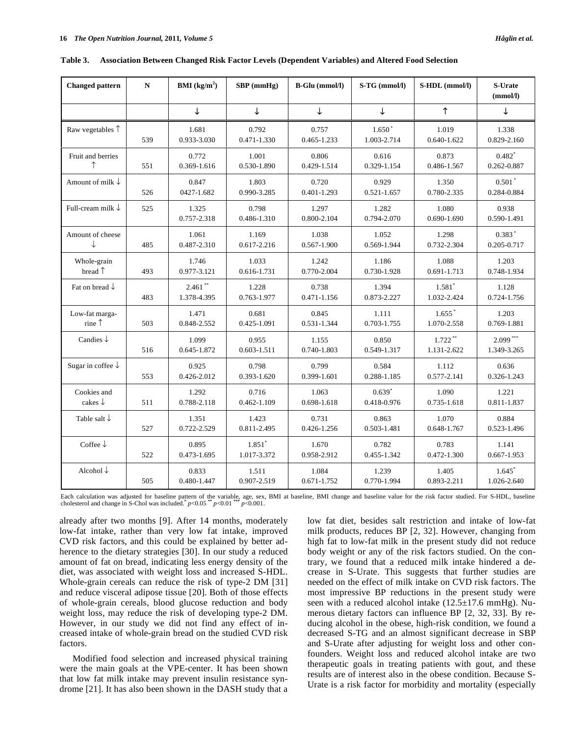**Table 3. Association Between Changed Risk Factor Levels (Dependent Variables) and Altered Food Selection**

| Changed pattern | N | BMI (kg/m$^2$) | SBP (mmHg) | B-Glu (mmol/l) | S-TG (mmol/l) | S-HDL (mmol/l) | S-Urate (mmol/l) |
|---|---|---|---|---|---|---|---|
| | | ↓ | ↓ | ↓ | ↓ | ↑ | ↓ |
| Raw vegetables ↑ | 539 | 1.681<br>0.933-3.030 | 0.792<br>0.471-1.330 | 0.757<br>0.465-1.233 | 1.650$^*$<br>1.003-2.714 | 1.019<br>0.640-1.622 | 1.338<br>0.829-2.160 |
| Fruit and berries ↑ | 551 | 0.772<br>0.369-1.616 | 1.001<br>0.530-1.890 | 0.806<br>0.429-1.514 | 0.616<br>0.329-1.154 | 0.873<br>0.486-1.567 | 0.482$^*$<br>0.262-0.887 |
| Amount of milk ↓ | 526 | 0.847<br>0427-1.682 | 1.803<br>0.990-3.285 | 0.720<br>0.401-1.293 | 0.929<br>0.521-1.657 | 1.350<br>0.780-2.335 | 0.501$^*$<br>0.284-0.884 |
| Full-cream milk ↓ | 525 | 1.325<br>0.757-2.318 | 0.798<br>0.486-1.310 | 1.297<br>0.800-2.104 | 1.282<br>0.794-2.070 | 1.080<br>0.690-1.690 | 0.938<br>0.590-1.491 |
| Amount of cheese ↓ | 485 | 1.061<br>0.487-2.310 | 1.169<br>0.617-2.216 | 1.038<br>0.567-1.900 | 1.052<br>0.569-1.944 | 1.298<br>0.732-2.304 | 0.383$^*$<br>0.205-0.717 |
| Whole-grain bread ↑ | 493 | 1.746<br>0.977-3.121 | 1.033<br>0.616-1.731 | 1.242<br>0.770-2.004 | 1.186<br>0.730-1.928 | 1.088<br>0.691-1.713 | 1.203<br>0.748-1.934 |
| Fat on bread ↓ | 483 | 2.461$^{**}$<br>1.378-4.395 | 1.228<br>0.763-1.977 | 0.738<br>0.471-1.156 | 1.394<br>0.873-2.227 | 1.581$^*$<br>1.032-2.424 | 1.128<br>0.724-1.756 |
| Low-fat margarine ↑ | 503 | 1.471<br>0.848-2.552 | 0.681<br>0.425-1.091 | 0.845<br>0.531-1.344 | 1.111<br>0.703-1.755 | 1.655$^*$<br>1.070-2.558 | 1.203<br>0.769-1.881 |
| Candies ↓ | 516 | 1.099<br>0.645-1.872 | 0.955<br>0.603-1.511 | 1.155<br>0.740-1.803 | 0.850<br>0.549-1.317 | 1.722$^{**}$<br>1.131-2.622 | 2.099$^{***}$<br>1.349-3.265 |
| Sugar in coffee ↓ | 553 | 0.925<br>0.426-2.012 | 0.798<br>0.393-1.620 | 0.799<br>0.399-1.601 | 0.584<br>0.288-1.185 | 1.112<br>0.577-2.141 | 0.636<br>0.326-1.243 |
| Cookies and cakes ↓ | 511 | 1.292<br>0.788-2.118 | 0.716<br>0.462-1.109 | 1.063<br>0.698-1.618 | 0.639$^*$<br>0.418-0.976 | 1.090<br>0.735-1.618 | 1.221<br>0.811-1.837 |
| Table salt ↓ | 527 | 1.351<br>0.722-2.529 | 1.423<br>0.811-2.495 | 0.731<br>0.426-1.256 | 0.863<br>0.503-1.481 | 1.070<br>0.648-1.767 | 0.884<br>0.523-1.496 |
| Coffee ↓ | 522 | 0.895<br>0.473-1.695 | 1.851$^*$<br>1.017-3.372 | 1.670<br>0.958-2.912 | 0.782<br>0.455-1.342 | 0.783<br>0.472-1.300 | 1.141<br>0.667-1.953 |
| Alcohol ↓ | 505 | 0.833<br>0.480-1.447 | 1.511<br>0.907-2.519 | 1.084<br>0.671-1.752 | 1.239<br>0.770-1.994 | 1.405<br>0.893-2.211 | 1.645$^*$<br>1.026-2.640 |

Each calculation was adjusted for baseline pattern of the variable, age, sex, BMI at baseline, BMI change and baseline value for the risk factor studied. For S-HDL, baseline cholesterol and change in S-Chol was included. $^*$ $p<0.05$ $^{**}$ $p<0.01$ $^{***}$ $p<0.001$.

already after two months [9]. After 14 months, moderately low-fat intake, rather than very low fat intake, improved CVD risk factors, and this could be explained by better adherence to the dietary strategies [30]. In our study a reduced amount of fat on bread, indicating less energy density of the diet, was associated with weight loss and increased S-HDL. Whole-grain cereals can reduce the risk of type-2 DM [31] and reduce visceral adipose tissue [20]. Both of those effects of whole-grain cereals, blood glucose reduction and body weight loss, may reduce the risk of developing type-2 DM. However, in our study we did not find any effect of increased intake of whole-grain bread on the studied CVD risk factors.

Modified food selection and increased physical training were the main goals at the VPE-center. It has been shown that low fat milk intake may prevent insulin resistance syndrome [21]. It has also been shown in the DASH study that a low fat diet, besides salt restriction and intake of low-fat milk products, reduces BP [2, 32]. However, changing from high fat to low-fat milk in the present study did not reduce body weight or any of the risk factors studied. On the contrary, we found that a reduced milk intake hindered a decrease in S-Urate. This suggests that further studies are needed on the effect of milk intake on CVD risk factors. The most impressive BP reductions in the present study were seen with a reduced alcohol intake (12.5±17.6 mmHg). Numerous dietary factors can influence BP [2, 32, 33]. By reducing alcohol in the obese, high-risk condition, we found a decreased S-TG and an almost significant decrease in SBP and S-Urate after adjusting for weight loss and other confounders. Weight loss and reduced alcohol intake are two therapeutic goals in treating patients with gout, and these results are of interest also in the obese condition. Because S-Urate is a risk factor for morbidity and mortality (especially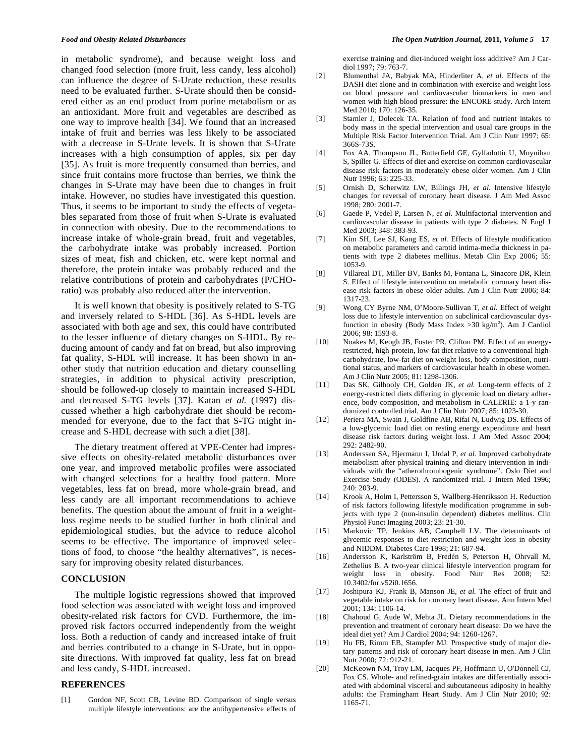in metabolic syndrome), and because weight loss and changed food selection (more fruit, less candy, less alcohol) can influence the degree of S-Urate reduction, these results need to be evaluated further. S-Urate should then be considered either as an end product from purine metabolism or as an antioxidant. More fruit and vegetables are described as one way to improve health [34]. We found that an increased intake of fruit and berries was less likely to be associated with a decrease in S-Urate levels. It is shown that S-Urate increases with a high consumption of apples, six per day [35]. As fruit is more frequently consumed than berries, and since fruit contains more fructose than berries, we think the changes in S-Urate may have been due to changes in fruit intake. However, no studies have investigated this question. Thus, it seems to be important to study the effects of vegetables separated from those of fruit when S-Urate is evaluated in connection with obesity. Due to the recommendations to increase intake of whole-grain bread, fruit and vegetables, the carbohydrate intake was probably increased. Portion sizes of meat, fish and chicken, etc. were kept normal and therefore, the protein intake was probably reduced and the relative contributions of protein and carbohydrates (P/CHO-ratio) was probably also reduced after the intervention.

It is well known that obesity is positively related to S-TG and inversely related to S-HDL [36]. As S-HDL levels are associated with both age and sex, this could have contributed to the lesser influence of dietary changes on S-HDL. By reducing amount of candy and fat on bread, but also improving fat quality, S-HDL will increase. It has been shown in another study that nutrition education and dietary counselling strategies, in addition to physical activity prescription, should be followed-up closely to maintain increased S-HDL and decreased S-TG levels [37]. Katan *et al.* (1997) discussed whether a high carbohydrate diet should be recommended for everyone, due to the fact that S-TG might increase and S-HDL decrease with such a diet [38].

The dietary treatment offered at VPE-Center had impressive effects on obesity-related metabolic disturbances over one year, and improved metabolic profiles were associated with changed selections for a healthy food pattern. More vegetables, less fat on bread, more whole-grain bread, and less candy are all important recommendations to achieve benefits. The question about the amount of fruit in a weight-loss regime needs to be studied further in both clinical and epidemiological studies, but the advice to reduce alcohol seems to be effective. The importance of improved selections of food, to choose "the healthy alternatives", is necessary for improving obesity related disturbances.

## CONCLUSION

The multiple logistic regressions showed that improved food selection was associated with weight loss and improved obesity-related risk factors for CVD. Furthermore, the improved risk factors occurred independently from the weight loss. Both a reduction of candy and increased intake of fruit and berries contributed to a change in S-Urate, but in opposite directions. With improved fat quality, less fat on bread and less candy, S-HDL increased.

## REFERENCES

[1] Gordon NF, Scott CB, Levine BD. Comparison of single versus multiple lifestyle interventions: are the antihypertensive effects of exercise training and diet-induced weight loss additive? Am J Cardiol 1997; 79: 763-7.

[2] Blumenthal JA, Babyak MA, Hinderliter A, *et al.* Effects of the DASH diet alone and in combination with exercise and weight loss on blood pressure and cardiovascular biomarkers in men and women with high blood pressure: the ENCORE study. Arch Intern Med 2010; 170: 126-35.

[3] Stamler J, Dolecek TA. Relation of food and nutrient intakes to body mass in the special intervention and usual care groups in the Multiple Risk Factor Intervention Trial. Am J Clin Nutr 1997; 65: 366S-73S.

[4] Fox AA, Thompson JL, Butterfield GE, Gylfadottir U, Moynihan S, Spiller G. Effects of diet and exercise on common cardiovascular disease risk factors in moderately obese older women. Am J Clin Nutr 1996; 63: 225-33.

[5] Ornish D, Scherwitz LW, Billings JH, *et al.* Intensive lifestyle changes for reversal of coronary heart disease. J Am Med Assoc 1998; 280: 2001-7.

[6] Gaede P, Vedel P, Larsen N, *et al.* Multifactorial intervention and cardiovascular disease in patients with type 2 diabetes. N Engl J Med 2003; 348: 383-93.

[7] Kim SH, Lee SJ, Kang ES, *et al.* Effects of lifestyle modification on metabolic parameters and carotid intima-media thickness in patients with type 2 diabetes mellitus. Metab Clin Exp 2006; 55: 1053-9.

[8] Villareal DT, Miller BV, Banks M, Fontana L, Sinacore DR, Klein S. Effect of lifestyle intervention on metabolic coronary heart disease risk factors in obese older adults. Am J Clin Nutr 2006; 84: 1317-23.

[9] Wong CY Byrne NM, O'Moore-Sullivan T, *et al.* Effect of weight loss due to lifestyle intervention on subclinical cardiovascular dysfunction in obesity (Body Mass Index >30 kg/m$^2$). Am J Cardiol 2006; 98: 1593-8.

[10] Noakes M, Keogh JB, Foster PR, Clifton PM. Effect of an energy-restricted, high-protein, low-fat diet relative to a conventional high-carbohydrate, low-fat diet on weight loss, body composition, nutritional status, and markers of cardiovascular health in obese women. Am J Clin Nutr 2005; 81: 1298-1306.

[11] Das SK, Gilhooly CH, Golden JK, *et al.* Long-term effects of 2 energy-restricted diets differing in glycemic load on dietary adherence, body composition, and metabolism in CALERIE: a 1-y randomized controlled trial. Am J Clin Nutr 2007; 85: 1023-30.

[12] Periera MA, Swain J, Goldfine AB, Rifai N, Ludwig DS. Effects of a low-glycemic load diet on resting energy expenditure and heart disease risk factors during weight loss. J Am Med Assoc 2004; 292: 2482-90.

[13] Anderssen SA, Hjermann I, Urdal P, *et al.* Improved carbohydrate metabolism after physical training and dietary intervention in individuals with the "atherothrombogenic syndrome". Oslo Diet and Exercise Study (ODES). A randomized trial. J Intern Med 1996; 240: 203-9.

[14] Krook A, Holm I, Pettersson S, Wallberg-Henriksson H. Reduction of risk factors following lifestyle modification programme in subjects with type 2 (non-insulin dependent) diabetes mellitus. Clin Physiol Funct Imaging 2003; 23: 21-30.

[15] Markovic TP, Jenkins AB, Campbell LV. The determinants of glycemic responses to diet restriction and weight loss in obesity and NIDDM. Diabetes Care 1998; 21: 687-94.

[16] Andersson K, Karlström B, Fredén S, Peterson H, Öhrvall M, Zethelius B. A two-year clinical lifestyle intervention program for weight loss in obesity. Food Nutr Res 2008; 52: 10.3402/fnr.v52i0.1656.

[17] Joshipura KJ, Frank B, Manson JE, *et al.* The effect of fruit and vegetable intake on risk for coronary heart disease. Ann Intern Med 2001; 134: 1106-14.

[18] Chahoud G, Aude W, Mehta JL. Dietary recommendations in the prevention and treatment of coronary heart disease: Do we have the ideal diet yet? Am J Cardiol 2004; 94: 1260-1267.

[19] Hu FB, Rimm EB, Stampfer MJ. Prospective study of major dietary patterns and risk of coronary heart disease in men. Am J Clin Nutr 2000; 72: 912-21.

[20] McKeown NM, Troy LM, Jacques PF, Hoffmann U, O'Donnell CJ, Fox CS. Whole- and refined-grain intakes are differentially associated with abdominal visceral and subcutaneous adiposity in healthy adults: the Framingham Heart Study. Am J Clin Nutr 2010; 92: 1165-71.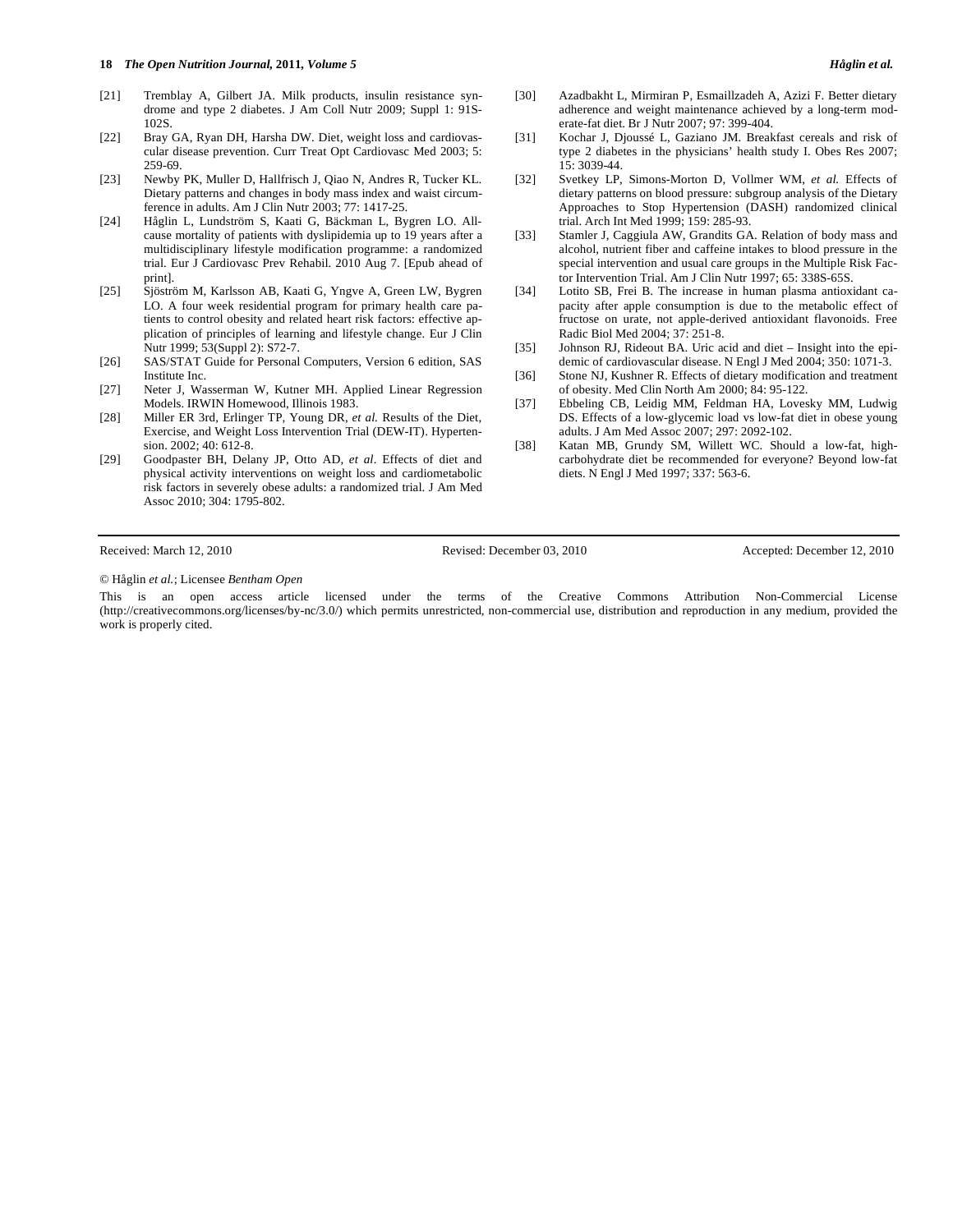[21] Tremblay A, Gilbert JA. Milk products, insulin resistance syndrome and type 2 diabetes. J Am Coll Nutr 2009; Suppl 1: 91S-102S.

[22] Bray GA, Ryan DH, Harsha DW. Diet, weight loss and cardiovascular disease prevention. Curr Treat Opt Cardiovasc Med 2003; 5: 259-69.

[23] Newby PK, Muller D, Hallfrisch J, Qiao N, Andres R, Tucker KL. Dietary patterns and changes in body mass index and waist circumference in adults. Am J Clin Nutr 2003; 77: 1417-25.

[24] Håglin L, Lundström S, Kaati G, Bäckman L, Bygren LO. All-cause mortality of patients with dyslipidemia up to 19 years after a multidisciplinary lifestyle modification programme: a randomized trial. Eur J Cardiovasc Prev Rehabil. 2010 Aug 7. [Epub ahead of print].

[25] Sjöström M, Karlsson AB, Kaati G, Yngve A, Green LW, Bygren LO. A four week residential program for primary health care patients to control obesity and related heart risk factors: effective application of principles of learning and lifestyle change. Eur J Clin Nutr 1999; 53(Suppl 2): S72-7.

[26] SAS/STAT Guide for Personal Computers, Version 6 edition, SAS Institute Inc.

[27] Neter J, Wasserman W, Kutner MH. Applied Linear Regression Models. IRWIN Homewood, Illinois 1983.

[28] Miller ER 3rd, Erlinger TP, Young DR, *et al.* Results of the Diet, Exercise, and Weight Loss Intervention Trial (DEW-IT). Hypertension. 2002; 40: 612-8.

[29] Goodpaster BH, Delany JP, Otto AD, *et al*. Effects of diet and physical activity interventions on weight loss and cardiometabolic risk factors in severely obese adults: a randomized trial. J Am Med Assoc 2010; 304: 1795-802.

[30] Azadbakht L, Mirmiran P, Esmaillzadeh A, Azizi F. Better dietary adherence and weight maintenance achieved by a long-term moderate-fat diet. Br J Nutr 2007; 97: 399-404.

[31] Kochar J, Djoussé L, Gaziano JM. Breakfast cereals and risk of type 2 diabetes in the physicians' health study I. Obes Res 2007; 15: 3039-44.

[32] Svetkey LP, Simons-Morton D, Vollmer WM, *et al.* Effects of dietary patterns on blood pressure: subgroup analysis of the Dietary Approaches to Stop Hypertension (DASH) randomized clinical trial. Arch Int Med 1999; 159: 285-93.

[33] Stamler J, Caggiula AW, Grandits GA. Relation of body mass and alcohol, nutrient fiber and caffeine intakes to blood pressure in the special intervention and usual care groups in the Multiple Risk Factor Intervention Trial. Am J Clin Nutr 1997; 65: 338S-65S.

[34] Lotito SB, Frei B. The increase in human plasma antioxidant capacity after apple consumption is due to the metabolic effect of fructose on urate, not apple-derived antioxidant flavonoids. Free Radic Biol Med 2004; 37: 251-8.

[35] Johnson RJ, Rideout BA. Uric acid and diet – Insight into the epidemic of cardiovascular disease. N Engl J Med 2004; 350: 1071-3.

[36] Stone NJ, Kushner R. Effects of dietary modification and treatment of obesity. Med Clin North Am 2000; 84: 95-122.

[37] Ebbeling CB, Leidig MM, Feldman HA, Lovesky MM, Ludwig DS. Effects of a low-glycemic load vs low-fat diet in obese young adults. J Am Med Assoc 2007; 297: 2092-102.

[38] Katan MB, Grundy SM, Willett WC. Should a low-fat, high-carbohydrate diet be recommended for everyone? Beyond low-fat diets. N Engl J Med 1997; 337: 563-6.

Received: March 12, 2010 Revised: December 03, 2010 Accepted: December 12, 2010

© Håglin *et al.*; Licensee *Bentham Open*

This is an open access article licensed under the terms of the Creative Commons Attribution Non-Commercial License (http://creativecommons.org/licenses/by-nc/3.0/) which permits unrestricted, non-commercial use, distribution and reproduction in any medium, provided the work is properly cited.